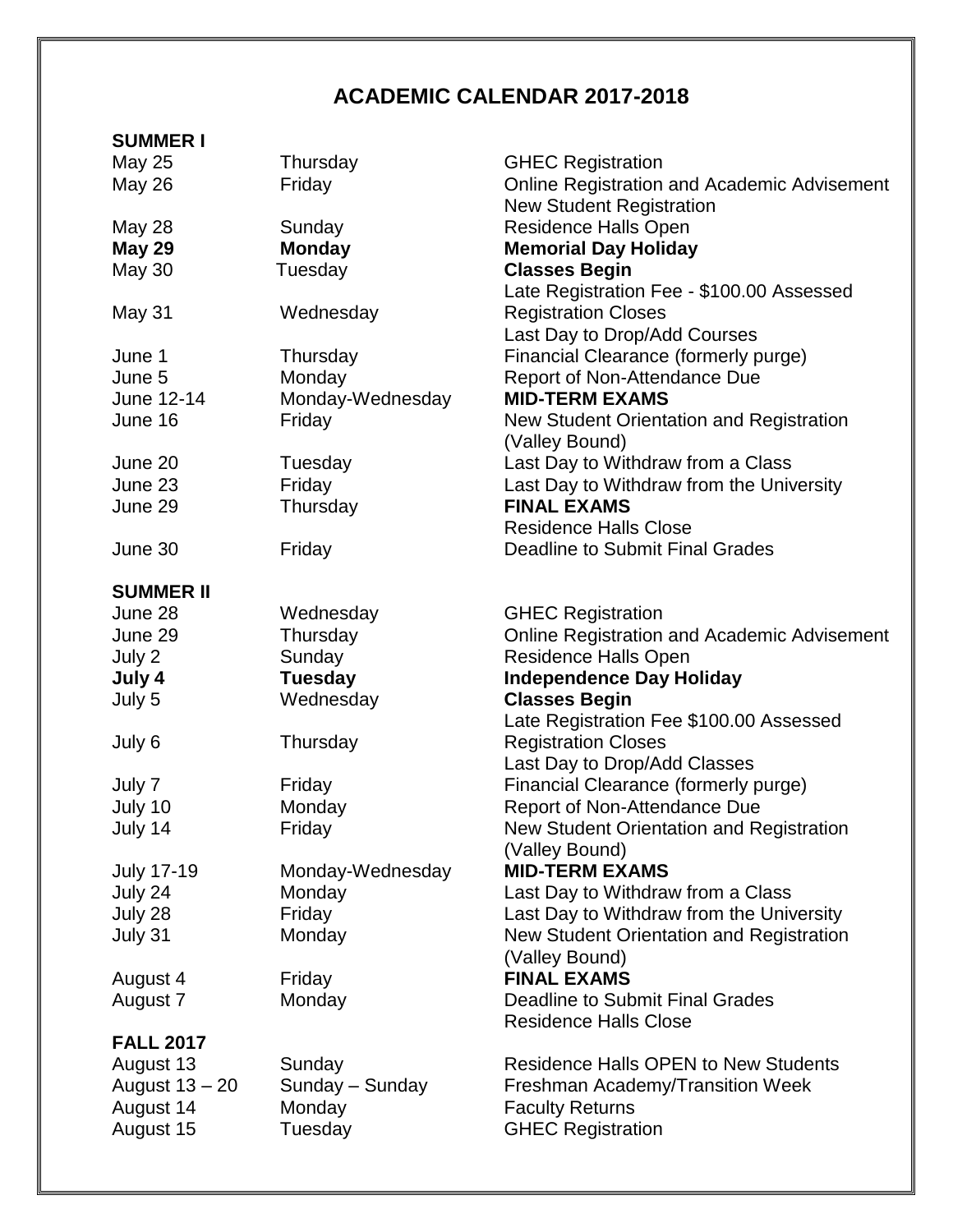# ACADEMIC CALENDAR 2017-2018

## SUMMER I

| Date | Day | Event |
|---|---|---|
| May 25 | Thursday | GHEC Registration |
| May 26 | Friday | Online Registration and Academic Advisement<br>New Student Registration |
| May 28 | Sunday | Residence Halls Open |
| **May 29** | **Monday** | **Memorial Day Holiday** |
| May 30 | Tuesday | **Classes Begin**<br>Late Registration Fee - $100.00 Assessed |
| May 31 | Wednesday | Registration Closes<br>Last Day to Drop/Add Courses |
| June 1 | Thursday | Financial Clearance (formerly purge) |
| June 5 | Monday | Report of Non-Attendance Due |
| June 12-14 | Monday-Wednesday | **MID-TERM EXAMS** |
| June 16 | Friday | New Student Orientation and Registration (Valley Bound) |
| June 20 | Tuesday | Last Day to Withdraw from a Class |
| June 23 | Friday | Last Day to Withdraw from the University |
| June 29 | Thursday | **FINAL EXAMS**<br>Residence Halls Close |
| June 30 | Friday | Deadline to Submit Final Grades |

## SUMMER II

| Date | Day | Event |
|---|---|---|
| June 28 | Wednesday | GHEC Registration |
| June 29 | Thursday | Online Registration and Academic Advisement |
| July 2 | Sunday | Residence Halls Open |
| **July 4** | **Tuesday** | **Independence Day Holiday** |
| July 5 | Wednesday | **Classes Begin**<br>Late Registration Fee $100.00 Assessed |
| July 6 | Thursday | Registration Closes<br>Last Day to Drop/Add Classes |
| July 7 | Friday | Financial Clearance (formerly purge) |
| July 10 | Monday | Report of Non-Attendance Due |
| July 14 | Friday | New Student Orientation and Registration (Valley Bound) |
| July 17-19 | Monday-Wednesday | **MID-TERM EXAMS** |
| July 24 | Monday | Last Day to Withdraw from a Class |
| July 28 | Friday | Last Day to Withdraw from the University |
| July 31 | Monday | New Student Orientation and Registration (Valley Bound) |
| August 4 | Friday | **FINAL EXAMS** |
| August 7 | Monday | Deadline to Submit Final Grades<br>Residence Halls Close |

## FALL 2017

| Date | Day | Event |
|---|---|---|
| August 13 | Sunday | Residence Halls OPEN to New Students |
| August 13 – 20 | Sunday – Sunday | Freshman Academy/Transition Week |
| August 14 | Monday | Faculty Returns |
| August 15 | Tuesday | GHEC Registration |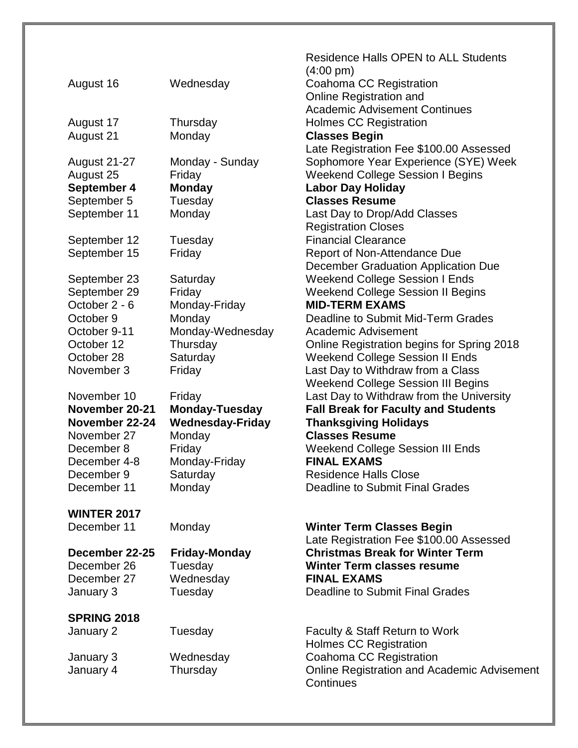| | | |
|---|---|---|
| | | Residence Halls OPEN to ALL Students (4:00 pm) |
| August 16 | Wednesday | Coahoma CC Registration<br>Online Registration and Academic Advisement Continues |
| August 17 | Thursday | Holmes CC Registration |
| August 21 | Monday | **Classes Begin**<br>Late Registration Fee $100.00 Assessed |
| August 21-27 | Monday - Sunday | Sophomore Year Experience (SYE) Week |
| August 25 | Friday | Weekend College Session I Begins |
| **September 4** | **Monday** | **Labor Day Holiday** |
| September 5 | Tuesday | **Classes Resume** |
| September 11 | Monday | Last Day to Drop/Add Classes<br>Registration Closes |
| September 12 | Tuesday | Financial Clearance |
| September 15 | Friday | Report of Non-Attendance Due<br>December Graduation Application Due |
| September 23 | Saturday | Weekend College Session I Ends |
| September 29 | Friday | Weekend College Session II Begins |
| October 2 - 6 | Monday-Friday | **MID-TERM EXAMS** |
| October 9 | Monday | Deadline to Submit Mid-Term Grades |
| October 9-11 | Monday-Wednesday | Academic Advisement |
| October 12 | Thursday | Online Registration begins for Spring 2018 |
| October 28 | Saturday | Weekend College Session II Ends |
| November 3 | Friday | Last Day to Withdraw from a Class<br>Weekend College Session III Begins |
| November 10 | Friday | Last Day to Withdraw from the University |
| **November 20-21** | **Monday-Tuesday** | **Fall Break for Faculty and Students** |
| **November 22-24** | **Wednesday-Friday** | **Thanksgiving Holidays** |
| November 27 | Monday | **Classes Resume** |
| December 8 | Friday | Weekend College Session III Ends |
| December 4-8 | Monday-Friday | **FINAL EXAMS** |
| December 9 | Saturday | Residence Halls Close |
| December 11 | Monday | Deadline to Submit Final Grades |

**WINTER 2017**

| | | |
|---|---|---|
| December 11 | Monday | **Winter Term Classes Begin**<br>Late Registration Fee $100.00 Assessed |
| **December 22-25** | **Friday-Monday** | **Christmas Break for Winter Term** |
| December 26 | Tuesday | **Winter Term classes resume** |
| December 27 | Wednesday | **FINAL EXAMS** |
| January 3 | Tuesday | Deadline to Submit Final Grades |

**SPRING 2018**

| | | |
|---|---|---|
| January 2 | Tuesday | Faculty & Staff Return to Work<br>Holmes CC Registration |
| January 3 | Wednesday | Coahoma CC Registration |
| January 4 | Thursday | Online Registration and Academic Advisement Continues |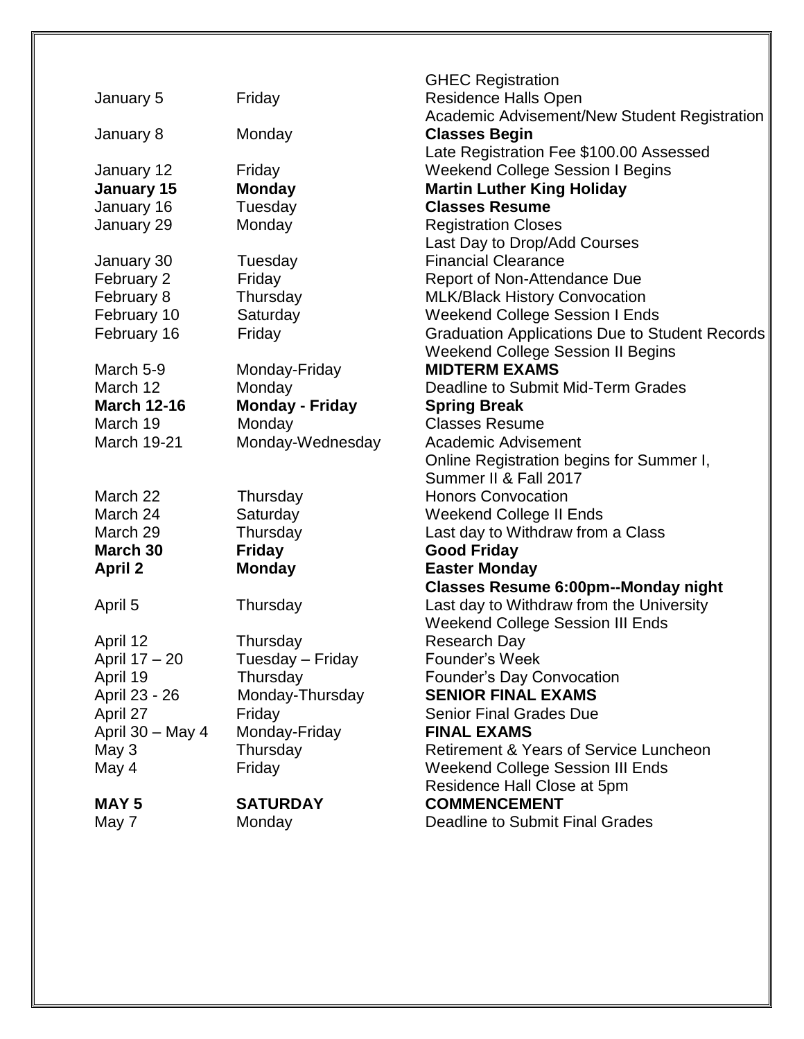| | | |
|---|---|---|
| | | GHEC Registration |
| January 5 | Friday | Residence Halls Open |
| | | Academic Advisement/New Student Registration |
| January 8 | Monday | **Classes Begin** |
| | | Late Registration Fee $100.00 Assessed |
| January 12 | Friday | Weekend College Session I Begins |
| **January 15** | **Monday** | **Martin Luther King Holiday** |
| January 16 | Tuesday | **Classes Resume** |
| January 29 | Monday | Registration Closes |
| | | Last Day to Drop/Add Courses |
| January 30 | Tuesday | Financial Clearance |
| February 2 | Friday | Report of Non-Attendance Due |
| February 8 | Thursday | MLK/Black History Convocation |
| February 10 | Saturday | Weekend College Session I Ends |
| February 16 | Friday | Graduation Applications Due to Student Records |
| | | Weekend College Session II Begins |
| March 5-9 | Monday-Friday | **MIDTERM EXAMS** |
| March 12 | Monday | Deadline to Submit Mid-Term Grades |
| **March 12-16** | **Monday - Friday** | **Spring Break** |
| March 19 | Monday | Classes Resume |
| March 19-21 | Monday-Wednesday | Academic Advisement |
| | | Online Registration begins for Summer I, Summer II & Fall 2017 |
| March 22 | Thursday | Honors Convocation |
| March 24 | Saturday | Weekend College II Ends |
| March 29 | Thursday | Last day to Withdraw from a Class |
| **March 30** | **Friday** | **Good Friday** |
| **April 2** | **Monday** | **Easter Monday** |
| | | **Classes Resume 6:00pm--Monday night** |
| April 5 | Thursday | Last day to Withdraw from the University |
| | | Weekend College Session III Ends |
| April 12 | Thursday | Research Day |
| April 17 – 20 | Tuesday – Friday | Founder's Week |
| April 19 | Thursday | Founder's Day Convocation |
| April 23 - 26 | Monday-Thursday | **SENIOR FINAL EXAMS** |
| April 27 | Friday | Senior Final Grades Due |
| April 30 – May 4 | Monday-Friday | **FINAL EXAMS** |
| May 3 | Thursday | Retirement & Years of Service Luncheon |
| May 4 | Friday | Weekend College Session III Ends |
| | | Residence Hall Close at 5pm |
| **MAY 5** | **SATURDAY** | **COMMENCEMENT** |
| May 7 | Monday | Deadline to Submit Final Grades |